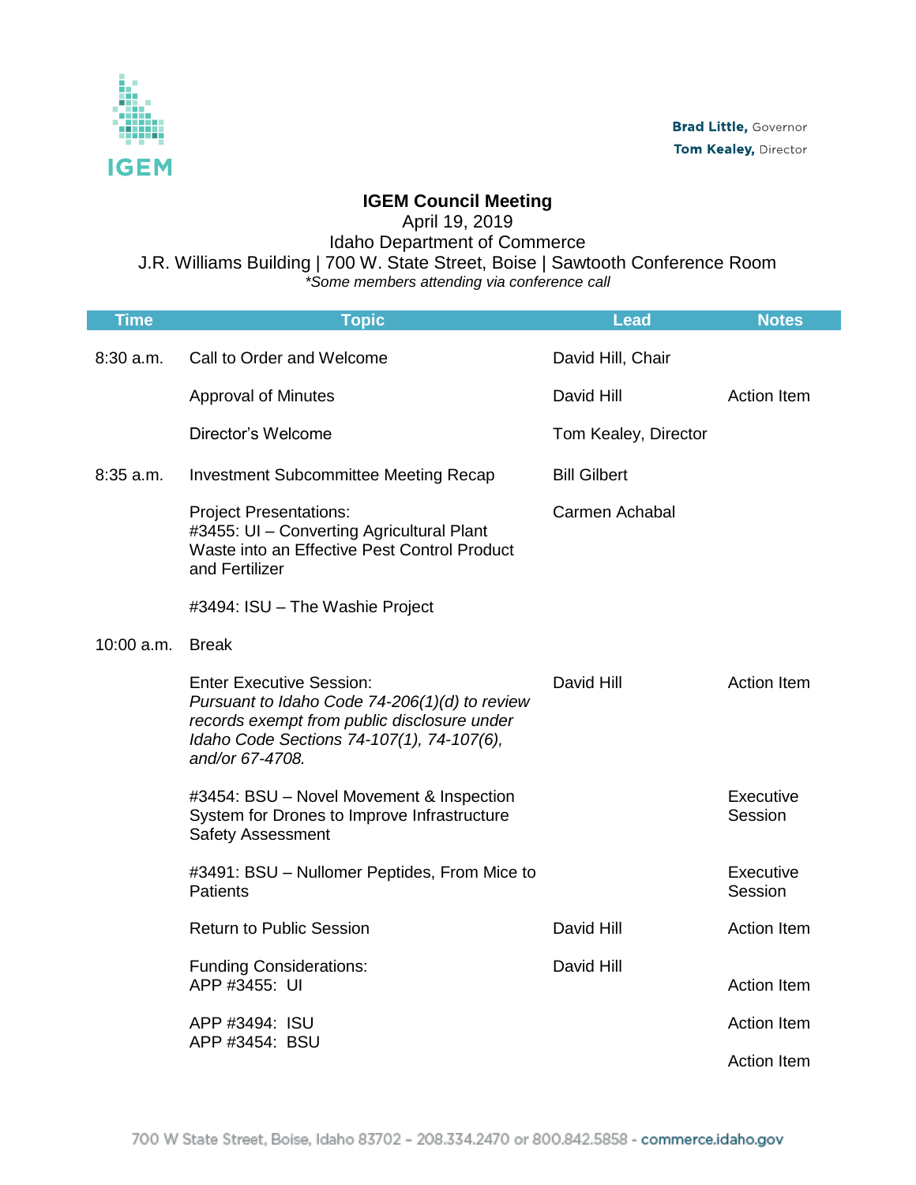IGEM

**Brad Little,** Governor
**Tom Kealey,** Director

**IGEM Council Meeting**
April 19, 2019
Idaho Department of Commerce
J.R. Williams Building | 700 W. State Street, Boise | Sawtooth Conference Room
*\*Some members attending via conference call*

| Time | Topic | Lead | Notes |
|---|---|---|---|
| 8:30 a.m. | Call to Order and Welcome | David Hill, Chair | |
| | Approval of Minutes | David Hill | Action Item |
| | Director's Welcome | Tom Kealey, Director | |
| 8:35 a.m. | Investment Subcommittee Meeting Recap | Bill Gilbert | |
| | Project Presentations:<br>#3455: UI – Converting Agricultural Plant Waste into an Effective Pest Control Product and Fertilizer | Carmen Achabal | |
| | #3494: ISU – The Washie Project | | |
| 10:00 a.m. | Break | | |
| | Enter Executive Session:<br>*Pursuant to Idaho Code 74-206(1)(d) to review records exempt from public disclosure under Idaho Code Sections 74-107(1), 74-107(6), and/or 67-4708.* | David Hill | Action Item |
| | #3454: BSU – Novel Movement & Inspection System for Drones to Improve Infrastructure Safety Assessment | | Executive Session |
| | #3491: BSU – Nullomer Peptides, From Mice to Patients | | Executive Session |
| | Return to Public Session | David Hill | Action Item |
| | Funding Considerations:<br>APP #3455: UI | David Hill | Action Item |
| | APP #3494: ISU | | Action Item |
| | APP #3454: BSU | | Action Item |

700 W State Street, Boise, Idaho 83702 – 208.334.2470 or 800.842.5858 - commerce.idaho.gov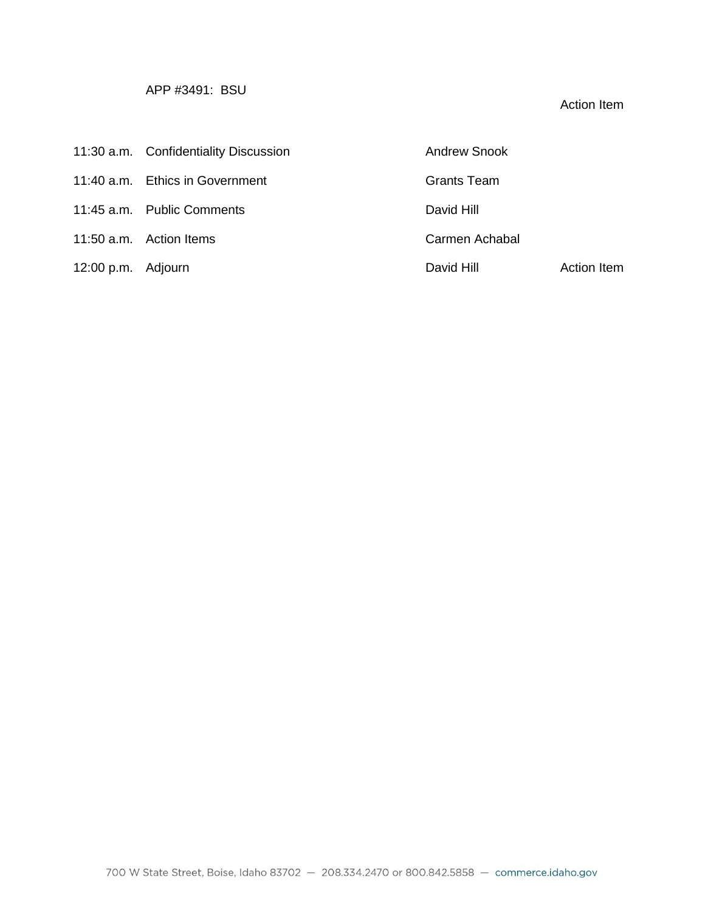| | | | |
|---|---|---|---|
| | APP #3491: BSU | | Action Item |
| 11:30 a.m. | Confidentiality Discussion | Andrew Snook | |
| 11:40 a.m. | Ethics in Government | Grants Team | |
| 11:45 a.m. | Public Comments | David Hill | |
| 11:50 a.m. | Action Items | Carmen Achabal | |
| 12:00 p.m. | Adjourn | David Hill | Action Item |

700 W State Street, Boise, Idaho 83702 — 208.334.2470 or 800.842.5858 — commerce.idaho.gov